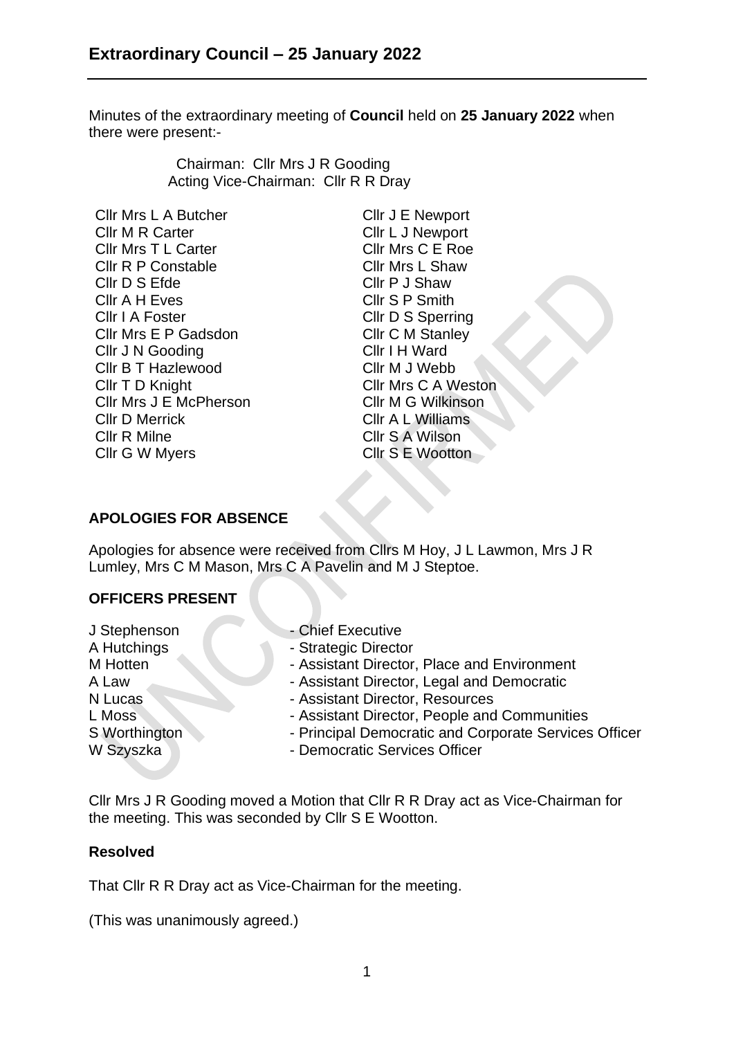# Extraordinary Council – 25 January 2022

Minutes of the extraordinary meeting of **Council** held on **25 January 2022** when there were present:-

Chairman: Cllr Mrs J R Gooding
Acting Vice-Chairman: Cllr R R Dray

Cllr Mrs L A Butcher
Cllr M R Carter
Cllr Mrs T L Carter
Cllr R P Constable
Cllr D S Efde
Cllr A H Eves
Cllr I A Foster
Cllr Mrs E P Gadsdon
Cllr J N Gooding
Cllr B T Hazlewood
Cllr T D Knight
Cllr Mrs J E McPherson
Cllr D Merrick
Cllr R Milne
Cllr G W Myers
Cllr J E Newport
Cllr L J Newport
Cllr Mrs C E Roe
Cllr Mrs L Shaw
Cllr P J Shaw
Cllr S P Smith
Cllr D S Sperring
Cllr C M Stanley
Cllr I H Ward
Cllr M J Webb
Cllr Mrs C A Weston
Cllr M G Wilkinson
Cllr A L Williams
Cllr S A Wilson
Cllr S E Wootton

## APOLOGIES FOR ABSENCE

Apologies for absence were received from Cllrs M Hoy, J L Lawmon, Mrs J R Lumley, Mrs C M Mason, Mrs C A Pavelin and M J Steptoe.

## OFFICERS PRESENT

| | |
|---|---|
| J Stephenson | - Chief Executive |
| A Hutchings | - Strategic Director |
| M Hotten | - Assistant Director, Place and Environment |
| A Law | - Assistant Director, Legal and Democratic |
| N Lucas | - Assistant Director, Resources |
| L Moss | - Assistant Director, People and Communities |
| S Worthington | - Principal Democratic and Corporate Services Officer |
| W Szyszka | - Democratic Services Officer |

Cllr Mrs J R Gooding moved a Motion that Cllr R R Dray act as Vice-Chairman for the meeting. This was seconded by Cllr S E Wootton.

**Resolved**

That Cllr R R Dray act as Vice-Chairman for the meeting.

(This was unanimously agreed.)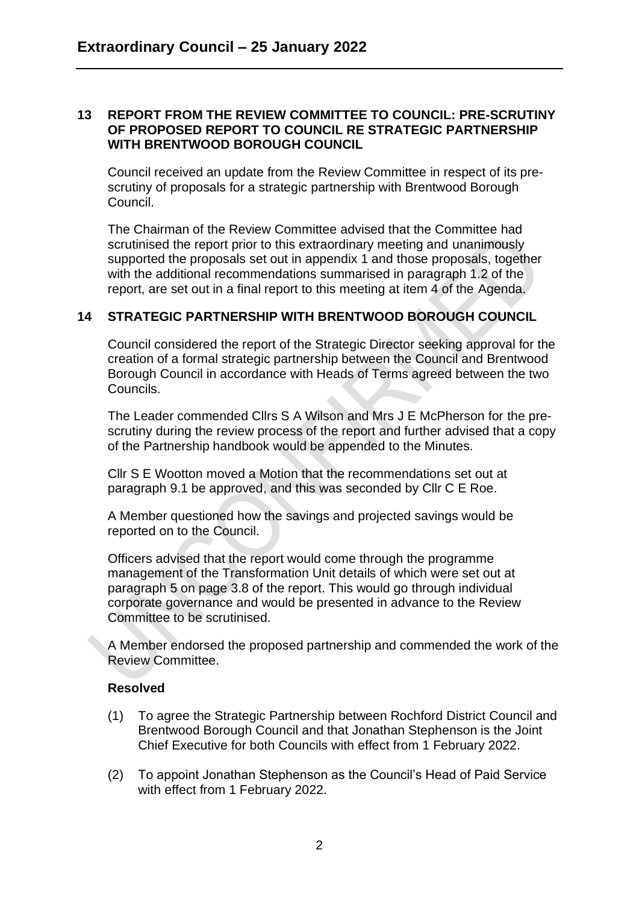## 13 REPORT FROM THE REVIEW COMMITTEE TO COUNCIL: PRE-SCRUTINY OF PROPOSED REPORT TO COUNCIL RE STRATEGIC PARTNERSHIP WITH BRENTWOOD BOROUGH COUNCIL

Council received an update from the Review Committee in respect of its pre-scrutiny of proposals for a strategic partnership with Brentwood Borough Council.

The Chairman of the Review Committee advised that the Committee had scrutinised the report prior to this extraordinary meeting and unanimously supported the proposals set out in appendix 1 and those proposals, together with the additional recommendations summarised in paragraph 1.2 of the report, are set out in a final report to this meeting at item 4 of the Agenda.

## 14 STRATEGIC PARTNERSHIP WITH BRENTWOOD BOROUGH COUNCIL

Council considered the report of the Strategic Director seeking approval for the creation of a formal strategic partnership between the Council and Brentwood Borough Council in accordance with Heads of Terms agreed between the two Councils.

The Leader commended Cllrs S A Wilson and Mrs J E McPherson for the pre-scrutiny during the review process of the report and further advised that a copy of the Partnership handbook would be appended to the Minutes.

Cllr S E Wootton moved a Motion that the recommendations set out at paragraph 9.1 be approved, and this was seconded by Cllr C E Roe.

A Member questioned how the savings and projected savings would be reported on to the Council.

Officers advised that the report would come through the programme management of the Transformation Unit details of which were set out at paragraph 5 on page 3.8 of the report. This would go through individual corporate governance and would be presented in advance to the Review Committee to be scrutinised.

A Member endorsed the proposed partnership and commended the work of the Review Committee.

**Resolved**

(1) To agree the Strategic Partnership between Rochford District Council and Brentwood Borough Council and that Jonathan Stephenson is the Joint Chief Executive for both Councils with effect from 1 February 2022.

(2) To appoint Jonathan Stephenson as the Council's Head of Paid Service with effect from 1 February 2022.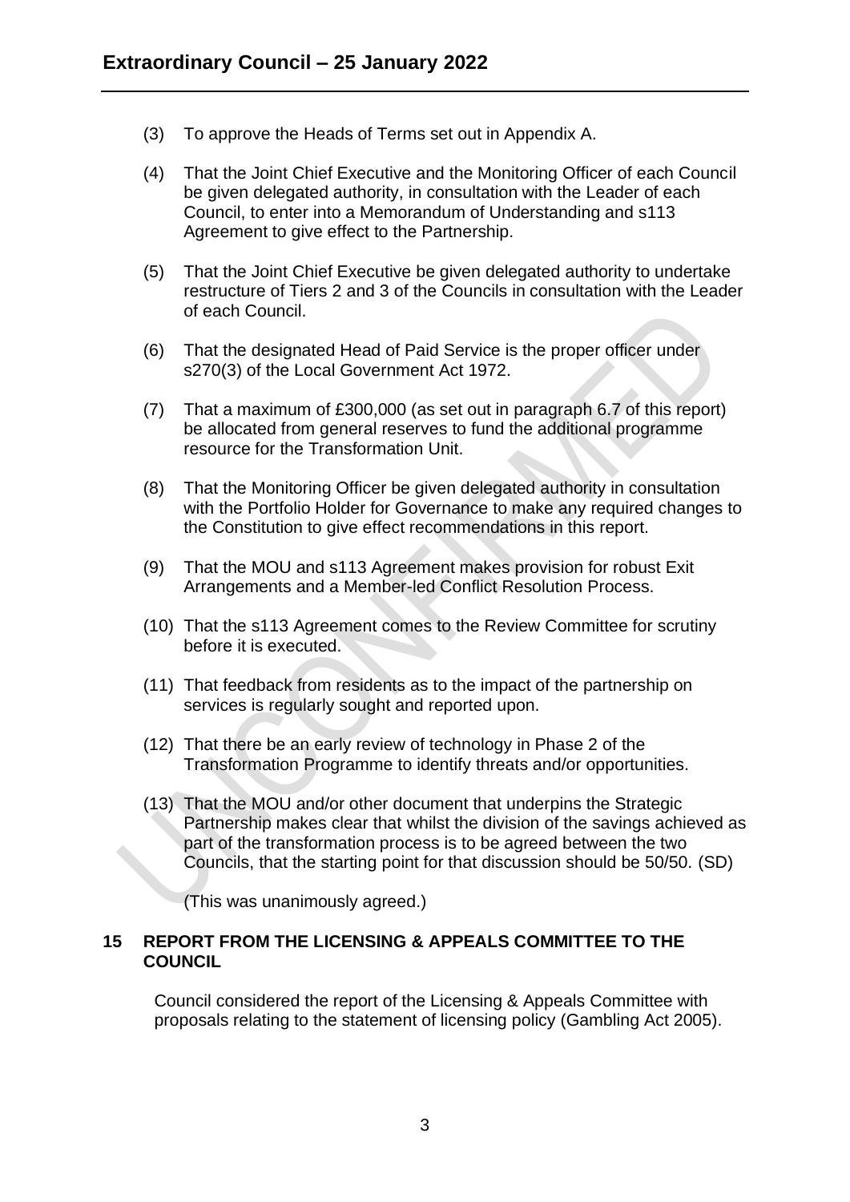(3) To approve the Heads of Terms set out in Appendix A.

(4) That the Joint Chief Executive and the Monitoring Officer of each Council be given delegated authority, in consultation with the Leader of each Council, to enter into a Memorandum of Understanding and s113 Agreement to give effect to the Partnership.

(5) That the Joint Chief Executive be given delegated authority to undertake restructure of Tiers 2 and 3 of the Councils in consultation with the Leader of each Council.

(6) That the designated Head of Paid Service is the proper officer under s270(3) of the Local Government Act 1972.

(7) That a maximum of £300,000 (as set out in paragraph 6.7 of this report) be allocated from general reserves to fund the additional programme resource for the Transformation Unit.

(8) That the Monitoring Officer be given delegated authority in consultation with the Portfolio Holder for Governance to make any required changes to the Constitution to give effect recommendations in this report.

(9) That the MOU and s113 Agreement makes provision for robust Exit Arrangements and a Member-led Conflict Resolution Process.

(10) That the s113 Agreement comes to the Review Committee for scrutiny before it is executed.

(11) That feedback from residents as to the impact of the partnership on services is regularly sought and reported upon.

(12) That there be an early review of technology in Phase 2 of the Transformation Programme to identify threats and/or opportunities.

(13) That the MOU and/or other document that underpins the Strategic Partnership makes clear that whilst the division of the savings achieved as part of the transformation process is to be agreed between the two Councils, that the starting point for that discussion should be 50/50. (SD)

(This was unanimously agreed.)

## 15 REPORT FROM THE LICENSING & APPEALS COMMITTEE TO THE COUNCIL

Council considered the report of the Licensing & Appeals Committee with proposals relating to the statement of licensing policy (Gambling Act 2005).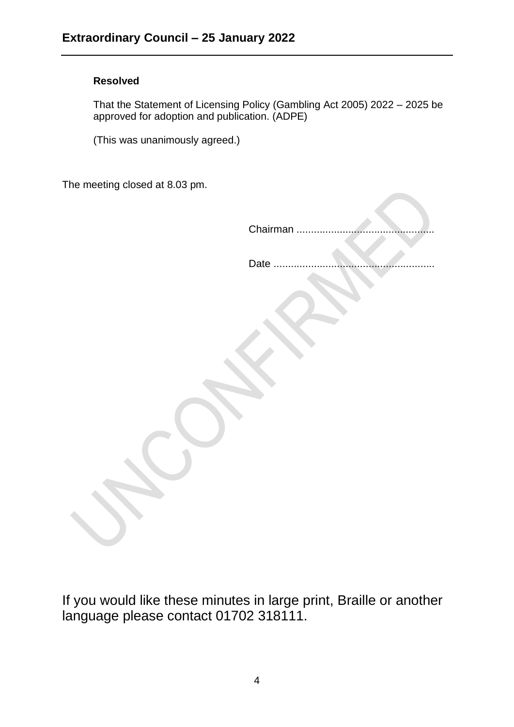**Resolved**

That the Statement of Licensing Policy (Gambling Act 2005) 2022 – 2025 be approved for adoption and publication. (ADPE)

(This was unanimously agreed.)

The meeting closed at 8.03 pm.

Chairman ................................................

Date ........................................................

UNCONFIRMED

If you would like these minutes in large print, Braille or another language please contact 01702 318111.